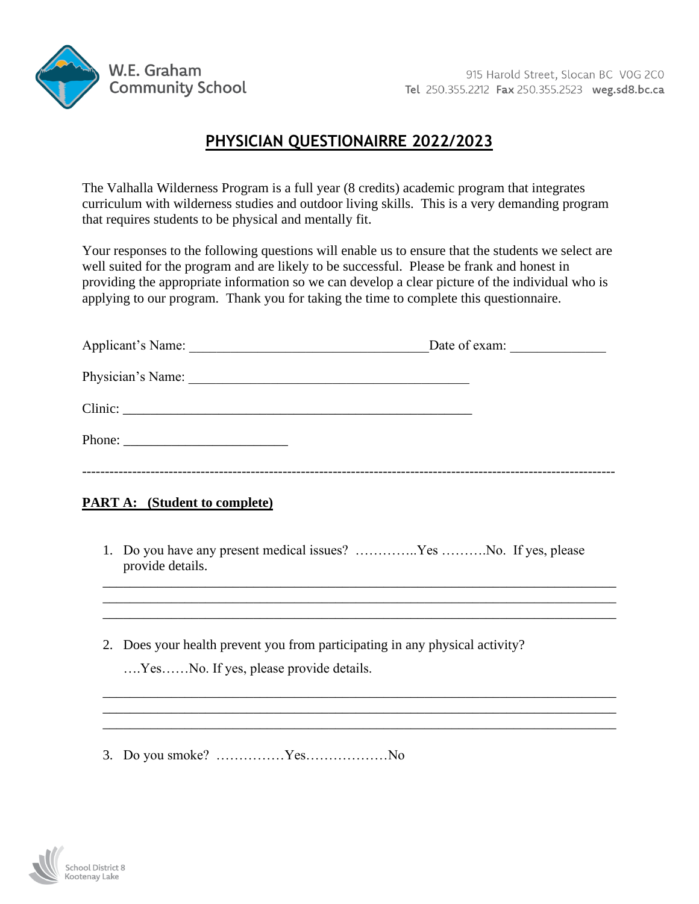W.E. Graham Community School

915 Harold Street, Slocan BC V0G 2C0
Tel 250.355.2212 Fax 250.355.2523 weg.sd8.bc.ca

# PHYSICIAN QUESTIONAIRRE 2022/2023

The Valhalla Wilderness Program is a full year (8 credits) academic program that integrates curriculum with wilderness studies and outdoor living skills. This is a very demanding program that requires students to be physical and mentally fit.

Your responses to the following questions will enable us to ensure that the students we select are well suited for the program and are likely to be successful. Please be frank and honest in providing the appropriate information so we can develop a clear picture of the individual who is applying to our program. Thank you for taking the time to complete this questionnaire.

Applicant's Name: ___________________________________ Date of exam: ______________

Physician's Name: __________________________________________

Clinic: ____________________________________________________

Phone: ________________________

-----------------------------------------------------------------------------------------------------------------

**PART A: (Student to complete)**

1. Do you have any present medical issues? …………..Yes ……….No. If yes, please provide details.

___________________________________________________________________________
___________________________________________________________________________
___________________________________________________________________________

2. Does your health prevent you from participating in any physical activity?

   ….Yes……No. If yes, please provide details.

___________________________________________________________________________
___________________________________________________________________________
___________________________________________________________________________

3. Do you smoke? ……………Yes………………No

School District 8 Kootenay Lake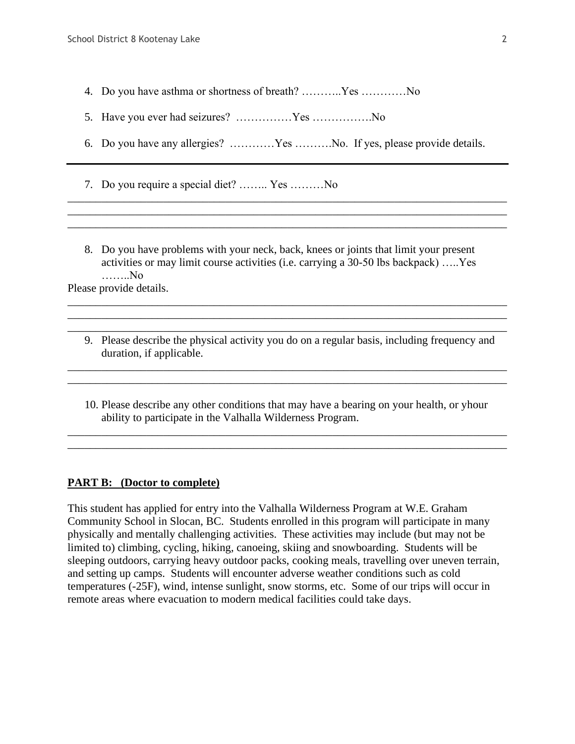4. Do you have asthma or shortness of breath? ………..Yes …………No

5. Have you ever had seizures? ……………Yes …………….No

6. Do you have any allergies? …………Yes ……….No. If yes, please provide details.

---

7. Do you require a special diet? …….. Yes ………No

_______________________________________________________________________________
_______________________________________________________________________________
_______________________________________________________________________________

8. Do you have problems with your neck, back, knees or joints that limit your present activities or may limit course activities (i.e. carrying a 30-50 lbs backpack) …..Yes ……..No

Please provide details.

_______________________________________________________________________________
_______________________________________________________________________________
_______________________________________________________________________________

9. Please describe the physical activity you do on a regular basis, including frequency and duration, if applicable.

_______________________________________________________________________________
_______________________________________________________________________________

10. Please describe any other conditions that may have a bearing on your health, or yhour ability to participate in the Valhalla Wilderness Program.

_______________________________________________________________________________
_______________________________________________________________________________

**PART B: (Doctor to complete)**

This student has applied for entry into the Valhalla Wilderness Program at W.E. Graham Community School in Slocan, BC. Students enrolled in this program will participate in many physically and mentally challenging activities. These activities may include (but may not be limited to) climbing, cycling, hiking, canoeing, skiing and snowboarding. Students will be sleeping outdoors, carrying heavy outdoor packs, cooking meals, travelling over uneven terrain, and setting up camps. Students will encounter adverse weather conditions such as cold temperatures (-25F), wind, intense sunlight, snow storms, etc. Some of our trips will occur in remote areas where evacuation to modern medical facilities could take days.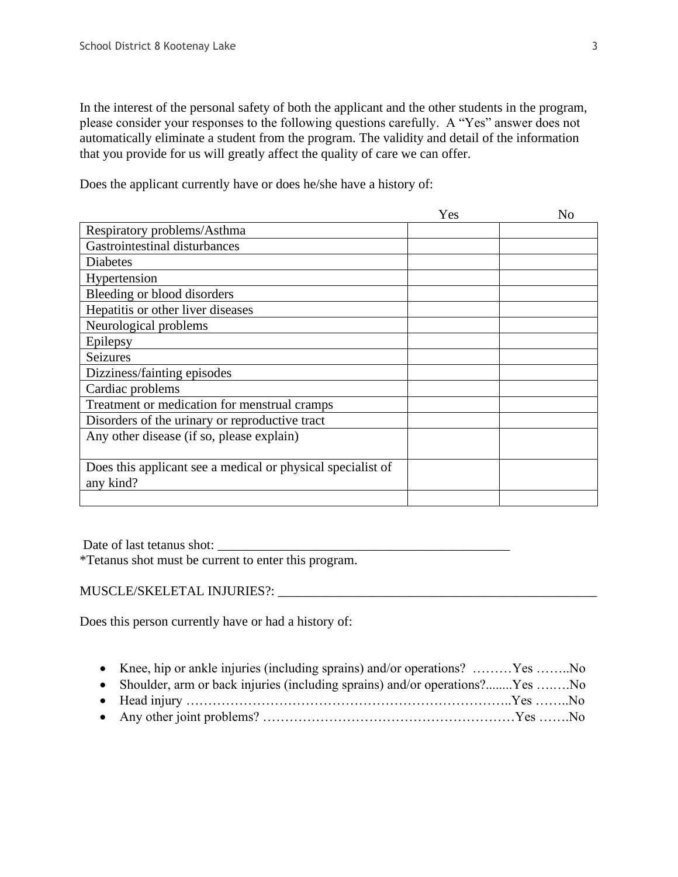In the interest of the personal safety of both the applicant and the other students in the program, please consider your responses to the following questions carefully. A "Yes" answer does not automatically eliminate a student from the program. The validity and detail of the information that you provide for us will greatly affect the quality of care we can offer.

Does the applicant currently have or does he/she have a history of:

| | Yes | No |
|---|---|---|
| Respiratory problems/Asthma | | |
| Gastrointestinal disturbances | | |
| Diabetes | | |
| Hypertension | | |
| Bleeding or blood disorders | | |
| Hepatitis or other liver diseases | | |
| Neurological problems | | |
| Epilepsy | | |
| Seizures | | |
| Dizziness/fainting episodes | | |
| Cardiac problems | | |
| Treatment or medication for menstrual cramps | | |
| Disorders of the urinary or reproductive tract | | |
| Any other disease (if so, please explain) | | |
| Does this applicant see a medical or physical specialist of any kind? | | |
| | | |

Date of last tetanus shot: ____________________________________________

*Tetanus shot must be current to enter this program.

MUSCLE/SKELETAL INJURIES?: ________________________________________________

Does this person currently have or had a history of:

- Knee, hip or ankle injuries (including sprains) and/or operations? ………Yes ……..No
- Shoulder, arm or back injuries (including sprains) and/or operations?........Yes ….….No
- Head injury ……………………………………………………………..Yes ……..No
- Any other joint problems? …………………………………………………Yes …….No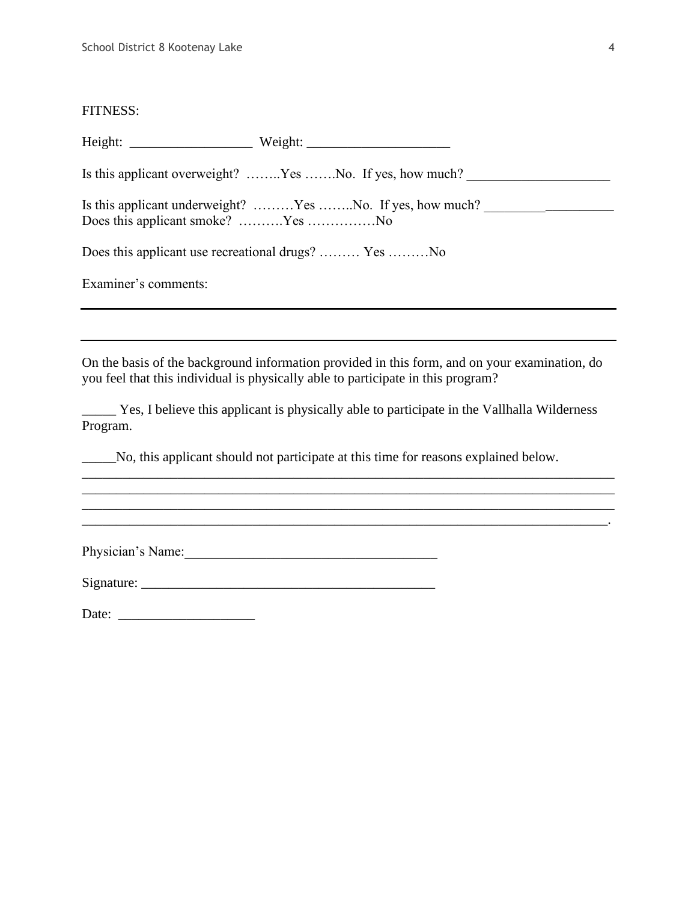FITNESS:

Height: __________________ Weight: _____________________

Is this applicant overweight? ……..Yes …….No. If yes, how much? _____________________

Is this applicant underweight? ………Yes ……..No. If yes, how much? ___________________
Does this applicant smoke? ……….Yes ……………No

Does this applicant use recreational drugs? ……… Yes ………No

Examiner's comments:

___

___

On the basis of the background information provided in this form, and on your examination, do you feel that this individual is physically able to participate in this program?

_____ Yes, I believe this applicant is physically able to participate in the Vallhalla Wilderness Program.

_____No, this applicant should not participate at this time for reasons explained below.
___________________________________________________________________________
___________________________________________________________________________
___________________________________________________________________________
__________________________________________________________________________.

Physician's Name:______________________________________

Signature: _____________________________________________

Date: ____________________